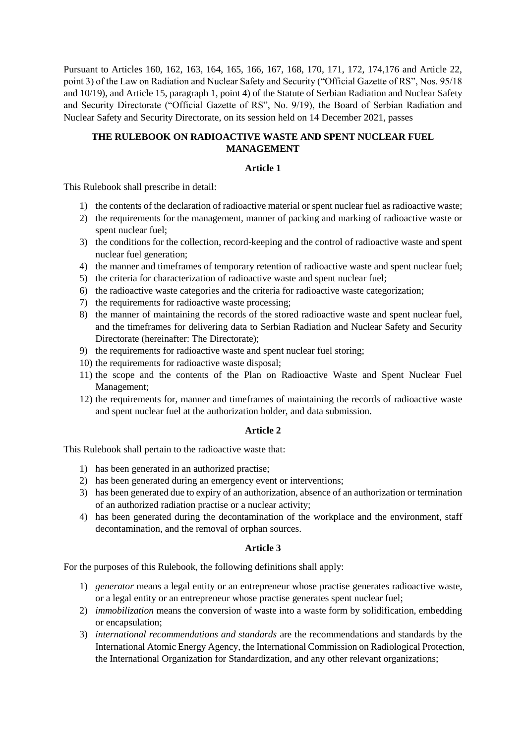Pursuant to Articles 160, 162, 163, 164, 165, 166, 167, 168, 170, 171, 172, 174,176 and Article 22, point 3) of the Law on Radiation and Nuclear Safety and Security ("Official Gazette of RS", Nos. 95/18 and 10/19), and Article 15, paragraph 1, point 4) of the Statute of Serbian Radiation and Nuclear Safety and Security Directorate ("Official Gazette of RS", No. 9/19), the Board of Serbian Radiation and Nuclear Safety and Security Directorate, on its session held on 14 December 2021, passes

# THE RULEBOOK ON RADIOACTIVE WASTE AND SPENT NUCLEAR FUEL MANAGEMENT

## Article 1

This Rulebook shall prescribe in detail:

1) the contents of the declaration of radioactive material or spent nuclear fuel as radioactive waste;
2) the requirements for the management, manner of packing and marking of radioactive waste or spent nuclear fuel;
3) the conditions for the collection, record-keeping and the control of radioactive waste and spent nuclear fuel generation;
4) the manner and timeframes of temporary retention of radioactive waste and spent nuclear fuel;
5) the criteria for characterization of radioactive waste and spent nuclear fuel;
6) the radioactive waste categories and the criteria for radioactive waste categorization;
7) the requirements for radioactive waste processing;
8) the manner of maintaining the records of the stored radioactive waste and spent nuclear fuel, and the timeframes for delivering data to Serbian Radiation and Nuclear Safety and Security Directorate (hereinafter: The Directorate);
9) the requirements for radioactive waste and spent nuclear fuel storing;
10) the requirements for radioactive waste disposal;
11) the scope and the contents of the Plan on Radioactive Waste and Spent Nuclear Fuel Management;
12) the requirements for, manner and timeframes of maintaining the records of radioactive waste and spent nuclear fuel at the authorization holder, and data submission.

## Article 2

This Rulebook shall pertain to the radioactive waste that:

1) has been generated in an authorized practise;
2) has been generated during an emergency event or interventions;
3) has been generated due to expiry of an authorization, absence of an authorization or termination of an authorized radiation practise or a nuclear activity;
4) has been generated during the decontamination of the workplace and the environment, staff decontamination, and the removal of orphan sources.

## Article 3

For the purposes of this Rulebook, the following definitions shall apply:

1) *generator* means a legal entity or an entrepreneur whose practise generates radioactive waste, or a legal entity or an entrepreneur whose practise generates spent nuclear fuel;
2) *immobilization* means the conversion of waste into a waste form by solidification, embedding or encapsulation;
3) *international recommendations and standards* are the recommendations and standards by the International Atomic Energy Agency, the International Commission on Radiological Protection, the International Organization for Standardization, and any other relevant organizations;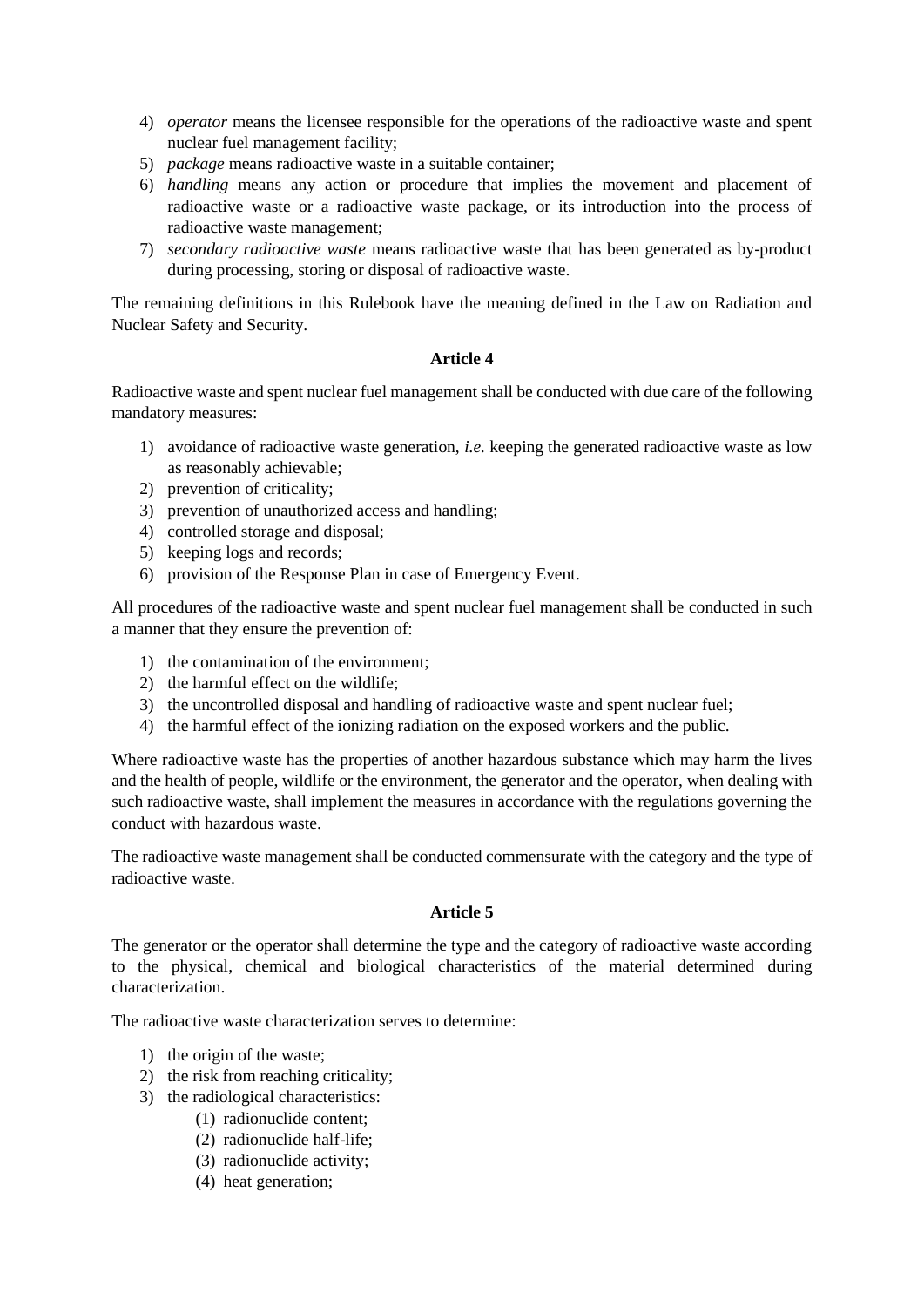4) *operator* means the licensee responsible for the operations of the radioactive waste and spent nuclear fuel management facility;
5) *package* means radioactive waste in a suitable container;
6) *handling* means any action or procedure that implies the movement and placement of radioactive waste or a radioactive waste package, or its introduction into the process of radioactive waste management;
7) *secondary radioactive waste* means radioactive waste that has been generated as by-product during processing, storing or disposal of radioactive waste.

The remaining definitions in this Rulebook have the meaning defined in the Law on Radiation and Nuclear Safety and Security.

**Article 4**

Radioactive waste and spent nuclear fuel management shall be conducted with due care of the following mandatory measures:

1) avoidance of radioactive waste generation, *i.e.* keeping the generated radioactive waste as low as reasonably achievable;
2) prevention of criticality;
3) prevention of unauthorized access and handling;
4) controlled storage and disposal;
5) keeping logs and records;
6) provision of the Response Plan in case of Emergency Event.

All procedures of the radioactive waste and spent nuclear fuel management shall be conducted in such a manner that they ensure the prevention of:

1) the contamination of the environment;
2) the harmful effect on the wildlife;
3) the uncontrolled disposal and handling of radioactive waste and spent nuclear fuel;
4) the harmful effect of the ionizing radiation on the exposed workers and the public.

Where radioactive waste has the properties of another hazardous substance which may harm the lives and the health of people, wildlife or the environment, the generator and the operator, when dealing with such radioactive waste, shall implement the measures in accordance with the regulations governing the conduct with hazardous waste.

The radioactive waste management shall be conducted commensurate with the category and the type of radioactive waste.

**Article 5**

The generator or the operator shall determine the type and the category of radioactive waste according to the physical, chemical and biological characteristics of the material determined during characterization.

The radioactive waste characterization serves to determine:

1) the origin of the waste;
2) the risk from reaching criticality;
3) the radiological characteristics:
    (1) radionuclide content;
    (2) radionuclide half-life;
    (3) radionuclide activity;
    (4) heat generation;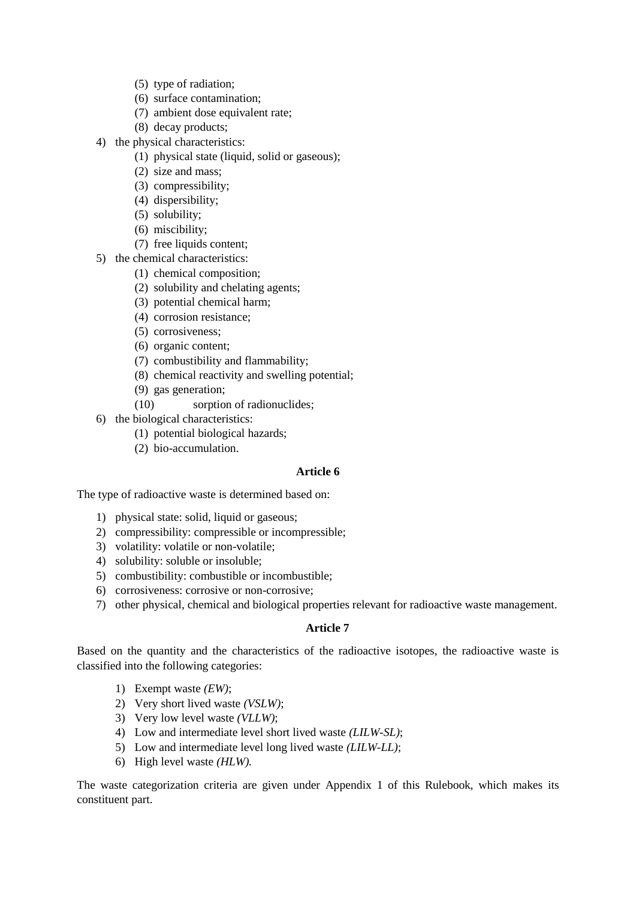(5) type of radiation;
    (6) surface contamination;
    (7) ambient dose equivalent rate;
    (8) decay products;
4) the physical characteristics:
    (1) physical state (liquid, solid or gaseous);
    (2) size and mass;
    (3) compressibility;
    (4) dispersibility;
    (5) solubility;
    (6) miscibility;
    (7) free liquids content;
5) the chemical characteristics:
    (1) chemical composition;
    (2) solubility and chelating agents;
    (3) potential chemical harm;
    (4) corrosion resistance;
    (5) corrosiveness;
    (6) organic content;
    (7) combustibility and flammability;
    (8) chemical reactivity and swelling potential;
    (9) gas generation;
    (10) sorption of radionuclides;
6) the biological characteristics:
    (1) potential biological hazards;
    (2) bio-accumulation.

**Article 6**

The type of radioactive waste is determined based on:

1) physical state: solid, liquid or gaseous;
2) compressibility: compressible or incompressible;
3) volatility: volatile or non-volatile;
4) solubility: soluble or insoluble;
5) combustibility: combustible or incombustible;
6) corrosiveness: corrosive or non-corrosive;
7) other physical, chemical and biological properties relevant for radioactive waste management.

**Article 7**

Based on the quantity and the characteristics of the radioactive isotopes, the radioactive waste is classified into the following categories:

1) Exempt waste *(EW)*;
2) Very short lived waste *(VSLW)*;
3) Very low level waste *(VLLW)*;
4) Low and intermediate level short lived waste *(LILW-SL)*;
5) Low and intermediate level long lived waste *(LILW-LL)*;
6) High level waste *(HLW).*

The waste categorization criteria are given under Appendix 1 of this Rulebook, which makes its constituent part.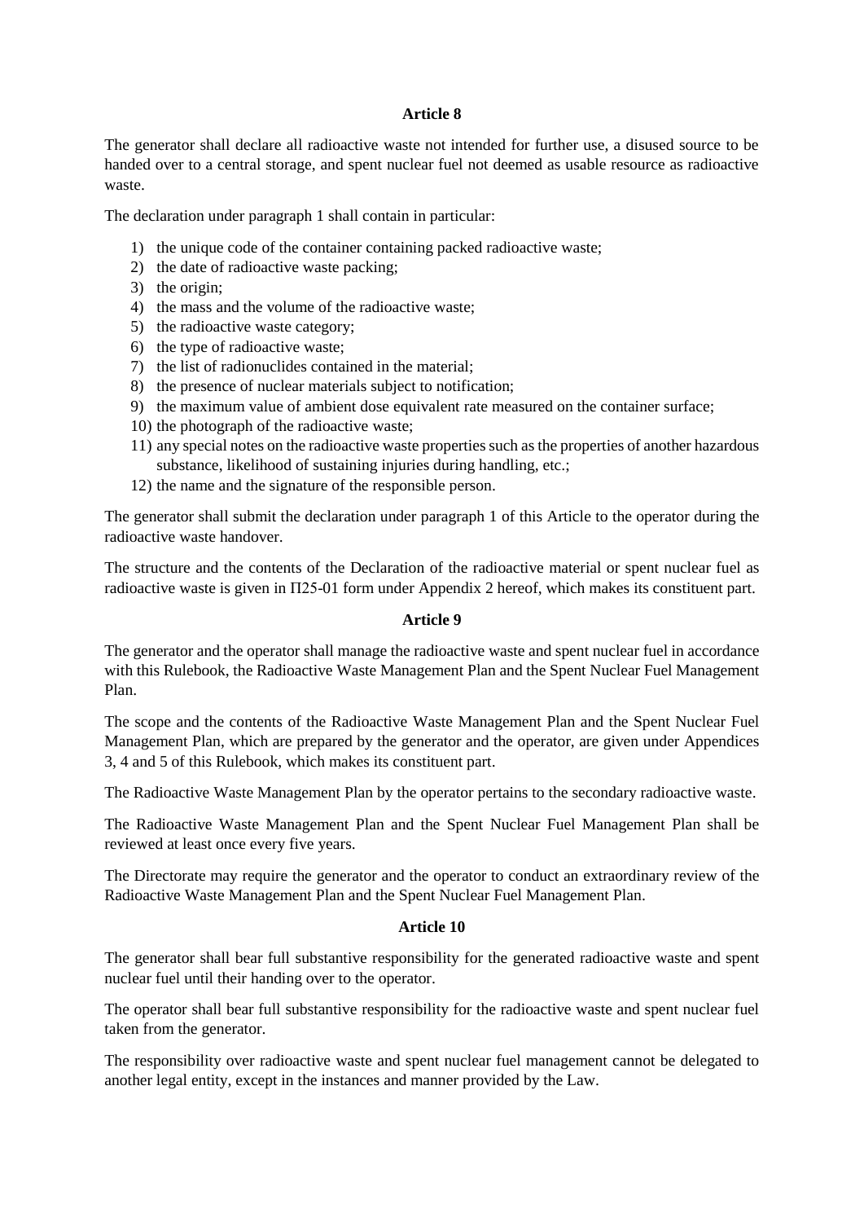### Article 8

The generator shall declare all radioactive waste not intended for further use, a disused source to be handed over to a central storage, and spent nuclear fuel not deemed as usable resource as radioactive waste.

The declaration under paragraph 1 shall contain in particular:

1) the unique code of the container containing packed radioactive waste;
2) the date of radioactive waste packing;
3) the origin;
4) the mass and the volume of the radioactive waste;
5) the radioactive waste category;
6) the type of radioactive waste;
7) the list of radionuclides contained in the material;
8) the presence of nuclear materials subject to notification;
9) the maximum value of ambient dose equivalent rate measured on the container surface;
10) the photograph of the radioactive waste;
11) any special notes on the radioactive waste properties such as the properties of another hazardous substance, likelihood of sustaining injuries during handling, etc.;
12) the name and the signature of the responsible person.

The generator shall submit the declaration under paragraph 1 of this Article to the operator during the radioactive waste handover.

The structure and the contents of the Declaration of the radioactive material or spent nuclear fuel as radioactive waste is given in П25-01 form under Appendix 2 hereof, which makes its constituent part.

### Article 9

The generator and the operator shall manage the radioactive waste and spent nuclear fuel in accordance with this Rulebook, the Radioactive Waste Management Plan and the Spent Nuclear Fuel Management Plan.

The scope and the contents of the Radioactive Waste Management Plan and the Spent Nuclear Fuel Management Plan, which are prepared by the generator and the operator, are given under Appendices 3, 4 and 5 of this Rulebook, which makes its constituent part.

The Radioactive Waste Management Plan by the operator pertains to the secondary radioactive waste.

The Radioactive Waste Management Plan and the Spent Nuclear Fuel Management Plan shall be reviewed at least once every five years.

The Directorate may require the generator and the operator to conduct an extraordinary review of the Radioactive Waste Management Plan and the Spent Nuclear Fuel Management Plan.

### Article 10

The generator shall bear full substantive responsibility for the generated radioactive waste and spent nuclear fuel until their handing over to the operator.

The operator shall bear full substantive responsibility for the radioactive waste and spent nuclear fuel taken from the generator.

The responsibility over radioactive waste and spent nuclear fuel management cannot be delegated to another legal entity, except in the instances and manner provided by the Law.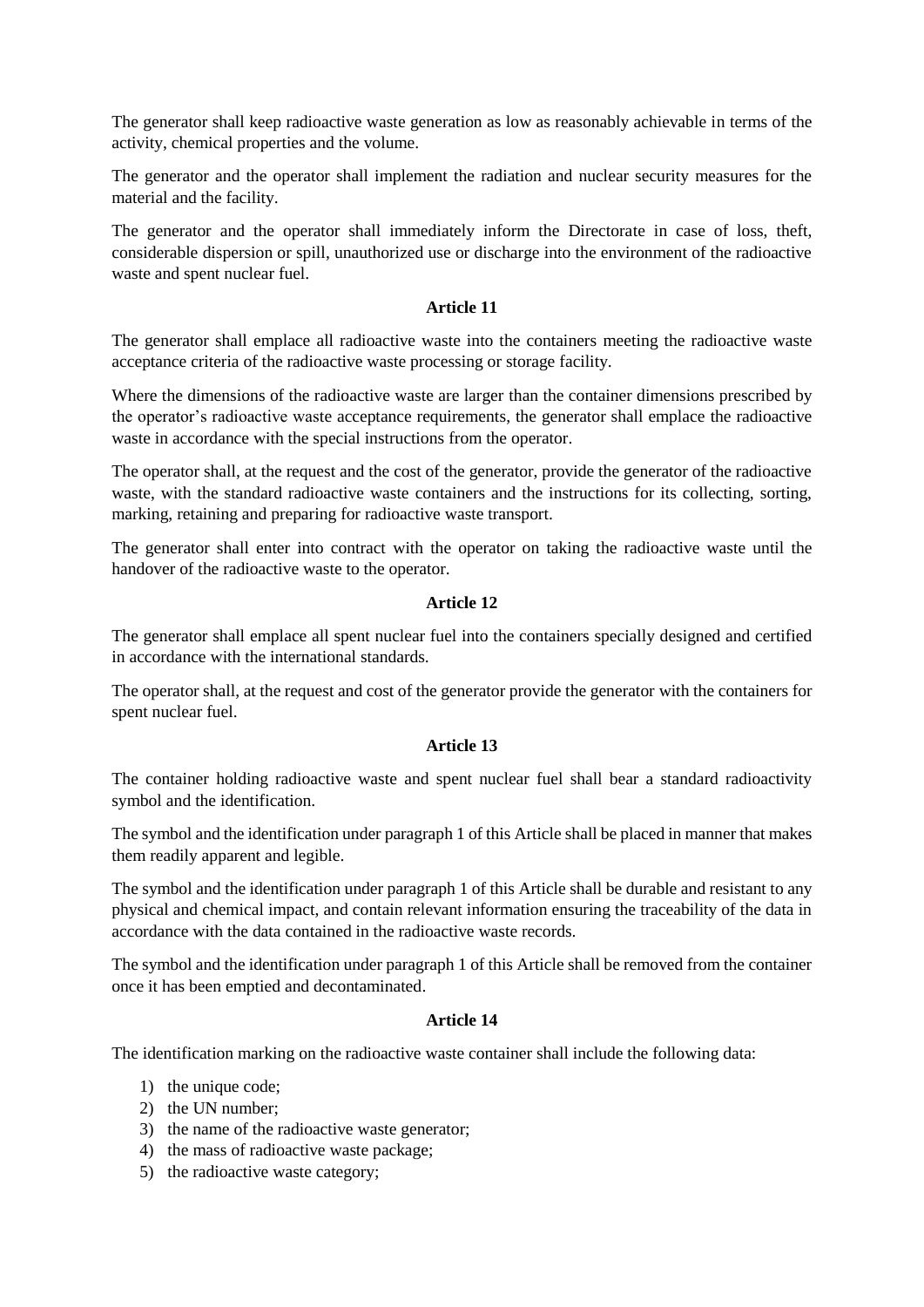The generator shall keep radioactive waste generation as low as reasonably achievable in terms of the activity, chemical properties and the volume.

The generator and the operator shall implement the radiation and nuclear security measures for the material and the facility.

The generator and the operator shall immediately inform the Directorate in case of loss, theft, considerable dispersion or spill, unauthorized use or discharge into the environment of the radioactive waste and spent nuclear fuel.

### Article 11

The generator shall emplace all radioactive waste into the containers meeting the radioactive waste acceptance criteria of the radioactive waste processing or storage facility.

Where the dimensions of the radioactive waste are larger than the container dimensions prescribed by the operator's radioactive waste acceptance requirements, the generator shall emplace the radioactive waste in accordance with the special instructions from the operator.

The operator shall, at the request and the cost of the generator, provide the generator of the radioactive waste, with the standard radioactive waste containers and the instructions for its collecting, sorting, marking, retaining and preparing for radioactive waste transport.

The generator shall enter into contract with the operator on taking the radioactive waste until the handover of the radioactive waste to the operator.

### Article 12

The generator shall emplace all spent nuclear fuel into the containers specially designed and certified in accordance with the international standards.

The operator shall, at the request and cost of the generator provide the generator with the containers for spent nuclear fuel.

### Article 13

The container holding radioactive waste and spent nuclear fuel shall bear a standard radioactivity symbol and the identification.

The symbol and the identification under paragraph 1 of this Article shall be placed in manner that makes them readily apparent and legible.

The symbol and the identification under paragraph 1 of this Article shall be durable and resistant to any physical and chemical impact, and contain relevant information ensuring the traceability of the data in accordance with the data contained in the radioactive waste records.

The symbol and the identification under paragraph 1 of this Article shall be removed from the container once it has been emptied and decontaminated.

### Article 14

The identification marking on the radioactive waste container shall include the following data:

1) the unique code;
2) the UN number;
3) the name of the radioactive waste generator;
4) the mass of radioactive waste package;
5) the radioactive waste category;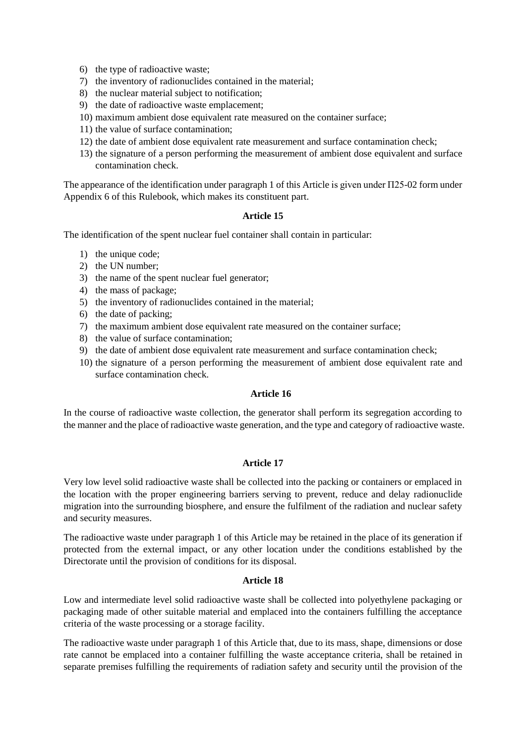6) the type of radioactive waste;
7) the inventory of radionuclides contained in the material;
8) the nuclear material subject to notification;
9) the date of radioactive waste emplacement;
10) maximum ambient dose equivalent rate measured on the container surface;
11) the value of surface contamination;
12) the date of ambient dose equivalent rate measurement and surface contamination check;
13) the signature of a person performing the measurement of ambient dose equivalent and surface contamination check.

The appearance of the identification under paragraph 1 of this Article is given under П25-02 form under Appendix 6 of this Rulebook, which makes its constituent part.

#### Article 15

The identification of the spent nuclear fuel container shall contain in particular:

1) the unique code;
2) the UN number;
3) the name of the spent nuclear fuel generator;
4) the mass of package;
5) the inventory of radionuclides contained in the material;
6) the date of packing;
7) the maximum ambient dose equivalent rate measured on the container surface;
8) the value of surface contamination;
9) the date of ambient dose equivalent rate measurement and surface contamination check;
10) the signature of a person performing the measurement of ambient dose equivalent rate and surface contamination check.

#### Article 16

In the course of radioactive waste collection, the generator shall perform its segregation according to the manner and the place of radioactive waste generation, and the type and category of radioactive waste.

#### Article 17

Very low level solid radioactive waste shall be collected into the packing or containers or emplaced in the location with the proper engineering barriers serving to prevent, reduce and delay radionuclide migration into the surrounding biosphere, and ensure the fulfilment of the radiation and nuclear safety and security measures.

The radioactive waste under paragraph 1 of this Article may be retained in the place of its generation if protected from the external impact, or any other location under the conditions established by the Directorate until the provision of conditions for its disposal.

#### Article 18

Low and intermediate level solid radioactive waste shall be collected into polyethylene packaging or packaging made of other suitable material and emplaced into the containers fulfilling the acceptance criteria of the waste processing or a storage facility.

The radioactive waste under paragraph 1 of this Article that, due to its mass, shape, dimensions or dose rate cannot be emplaced into a container fulfilling the waste acceptance criteria, shall be retained in separate premises fulfilling the requirements of radiation safety and security until the provision of the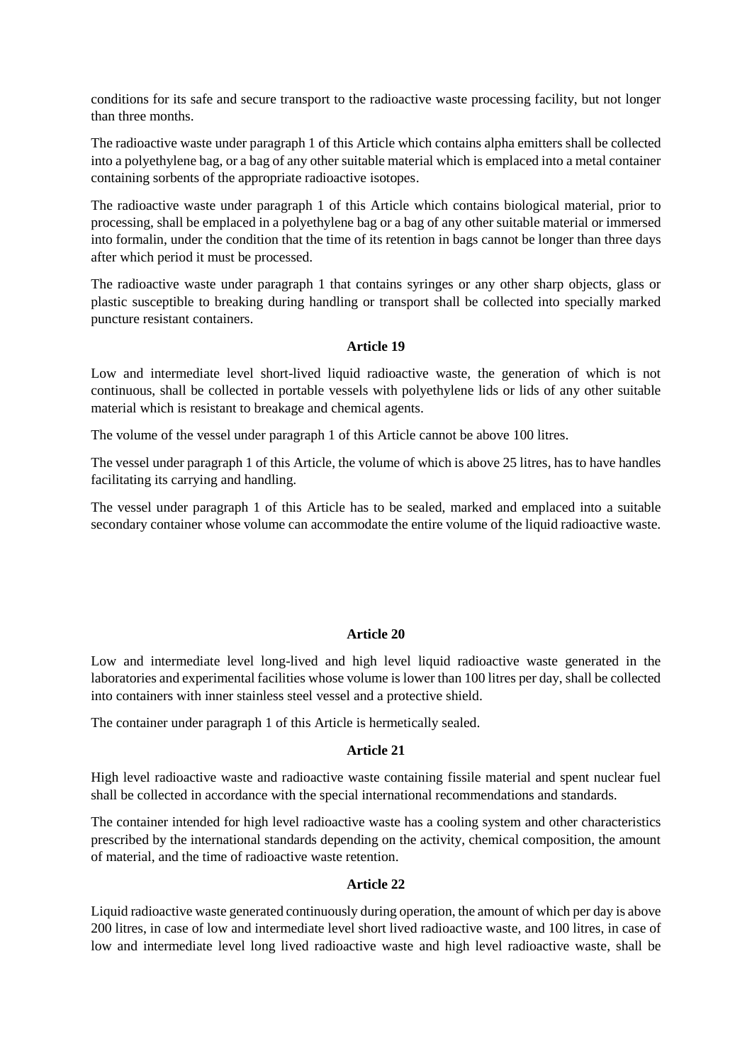conditions for its safe and secure transport to the radioactive waste processing facility, but not longer than three months.

The radioactive waste under paragraph 1 of this Article which contains alpha emitters shall be collected into a polyethylene bag, or a bag of any other suitable material which is emplaced into a metal container containing sorbents of the appropriate radioactive isotopes.

The radioactive waste under paragraph 1 of this Article which contains biological material, prior to processing, shall be emplaced in a polyethylene bag or a bag of any other suitable material or immersed into formalin, under the condition that the time of its retention in bags cannot be longer than three days after which period it must be processed.

The radioactive waste under paragraph 1 that contains syringes or any other sharp objects, glass or plastic susceptible to breaking during handling or transport shall be collected into specially marked puncture resistant containers.

**Article 19**

Low and intermediate level short-lived liquid radioactive waste, the generation of which is not continuous, shall be collected in portable vessels with polyethylene lids or lids of any other suitable material which is resistant to breakage and chemical agents.

The volume of the vessel under paragraph 1 of this Article cannot be above 100 litres.

The vessel under paragraph 1 of this Article, the volume of which is above 25 litres, has to have handles facilitating its carrying and handling.

The vessel under paragraph 1 of this Article has to be sealed, marked and emplaced into a suitable secondary container whose volume can accommodate the entire volume of the liquid radioactive waste.

**Article 20**

Low and intermediate level long-lived and high level liquid radioactive waste generated in the laboratories and experimental facilities whose volume is lower than 100 litres per day, shall be collected into containers with inner stainless steel vessel and a protective shield.

The container under paragraph 1 of this Article is hermetically sealed.

**Article 21**

High level radioactive waste and radioactive waste containing fissile material and spent nuclear fuel shall be collected in accordance with the special international recommendations and standards.

The container intended for high level radioactive waste has a cooling system and other characteristics prescribed by the international standards depending on the activity, chemical composition, the amount of material, and the time of radioactive waste retention.

**Article 22**

Liquid radioactive waste generated continuously during operation, the amount of which per day is above 200 litres, in case of low and intermediate level short lived radioactive waste, and 100 litres, in case of low and intermediate level long lived radioactive waste and high level radioactive waste, shall be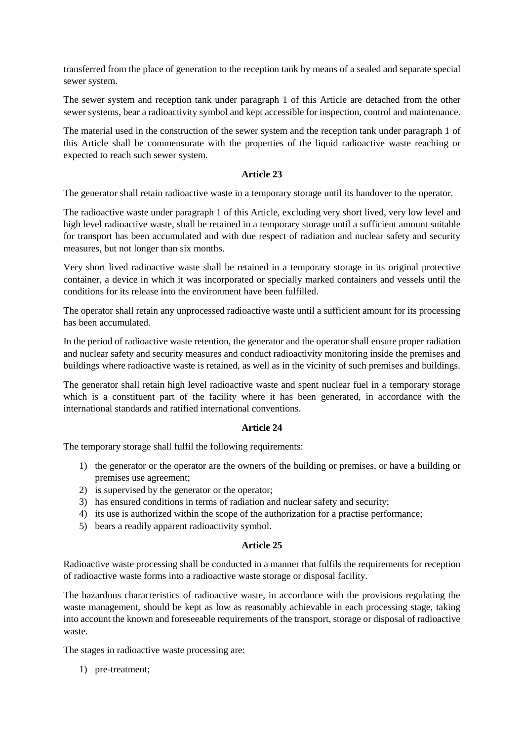transferred from the place of generation to the reception tank by means of a sealed and separate special sewer system.

The sewer system and reception tank under paragraph 1 of this Article are detached from the other sewer systems, bear a radioactivity symbol and kept accessible for inspection, control and maintenance.

The material used in the construction of the sewer system and the reception tank under paragraph 1 of this Article shall be commensurate with the properties of the liquid radioactive waste reaching or expected to reach such sewer system.

**Article 23**

The generator shall retain radioactive waste in a temporary storage until its handover to the operator.

The radioactive waste under paragraph 1 of this Article, excluding very short lived, very low level and high level radioactive waste, shall be retained in a temporary storage until a sufficient amount suitable for transport has been accumulated and with due respect of radiation and nuclear safety and security measures, but not longer than six months.

Very short lived radioactive waste shall be retained in a temporary storage in its original protective container, a device in which it was incorporated or specially marked containers and vessels until the conditions for its release into the environment have been fulfilled.

The operator shall retain any unprocessed radioactive waste until a sufficient amount for its processing has been accumulated.

In the period of radioactive waste retention, the generator and the operator shall ensure proper radiation and nuclear safety and security measures and conduct radioactivity monitoring inside the premises and buildings where radioactive waste is retained, as well as in the vicinity of such premises and buildings.

The generator shall retain high level radioactive waste and spent nuclear fuel in a temporary storage which is a constituent part of the facility where it has been generated, in accordance with the international standards and ratified international conventions.

**Article 24**

The temporary storage shall fulfil the following requirements:

1) the generator or the operator are the owners of the building or premises, or have a building or premises use agreement;
2) is supervised by the generator or the operator;
3) has ensured conditions in terms of radiation and nuclear safety and security;
4) its use is authorized within the scope of the authorization for a practise performance;
5) bears a readily apparent radioactivity symbol.

**Article 25**

Radioactive waste processing shall be conducted in a manner that fulfils the requirements for reception of radioactive waste forms into a radioactive waste storage or disposal facility.

The hazardous characteristics of radioactive waste, in accordance with the provisions regulating the waste management, should be kept as low as reasonably achievable in each processing stage, taking into account the known and foreseeable requirements of the transport, storage or disposal of radioactive waste.

The stages in radioactive waste processing are:

1) pre-treatment;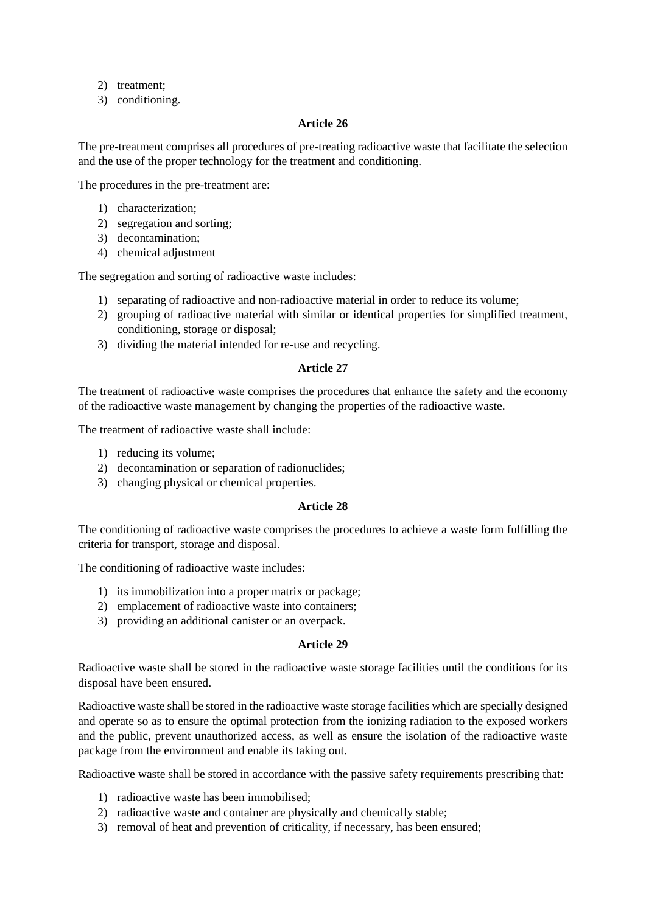2) treatment;
3) conditioning.

### Article 26

The pre-treatment comprises all procedures of pre-treating radioactive waste that facilitate the selection and the use of the proper technology for the treatment and conditioning.

The procedures in the pre-treatment are:

1) characterization;
2) segregation and sorting;
3) decontamination;
4) chemical adjustment

The segregation and sorting of radioactive waste includes:

1) separating of radioactive and non-radioactive material in order to reduce its volume;
2) grouping of radioactive material with similar or identical properties for simplified treatment, conditioning, storage or disposal;
3) dividing the material intended for re-use and recycling.

### Article 27

The treatment of radioactive waste comprises the procedures that enhance the safety and the economy of the radioactive waste management by changing the properties of the radioactive waste.

The treatment of radioactive waste shall include:

1) reducing its volume;
2) decontamination or separation of radionuclides;
3) changing physical or chemical properties.

### Article 28

The conditioning of radioactive waste comprises the procedures to achieve a waste form fulfilling the criteria for transport, storage and disposal.

The conditioning of radioactive waste includes:

1) its immobilization into a proper matrix or package;
2) emplacement of radioactive waste into containers;
3) providing an additional canister or an overpack.

### Article 29

Radioactive waste shall be stored in the radioactive waste storage facilities until the conditions for its disposal have been ensured.

Radioactive waste shall be stored in the radioactive waste storage facilities which are specially designed and operate so as to ensure the optimal protection from the ionizing radiation to the exposed workers and the public, prevent unauthorized access, as well as ensure the isolation of the radioactive waste package from the environment and enable its taking out.

Radioactive waste shall be stored in accordance with the passive safety requirements prescribing that:

1) radioactive waste has been immobilised;
2) radioactive waste and container are physically and chemically stable;
3) removal of heat and prevention of criticality, if necessary, has been ensured;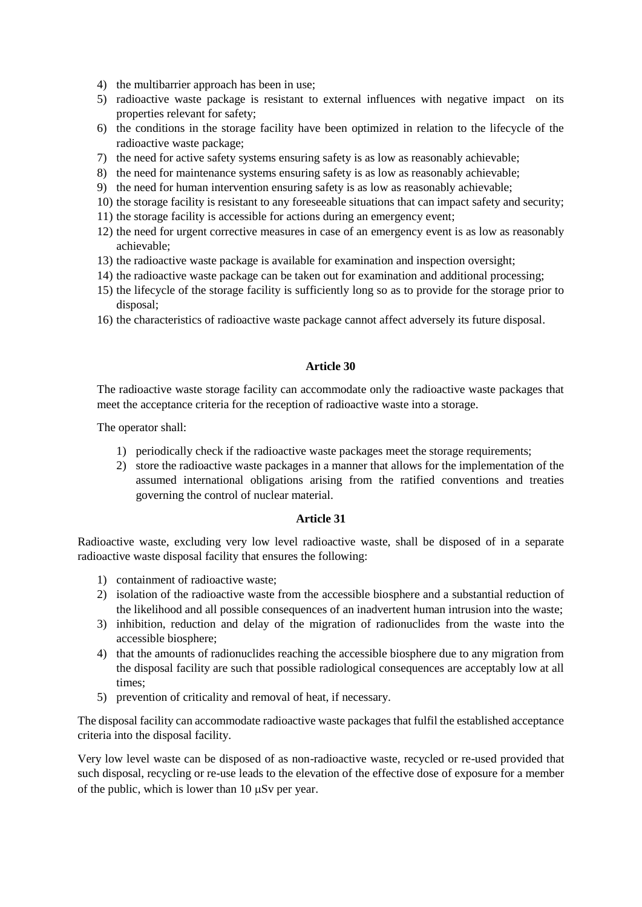4) the multibarrier approach has been in use;
5) radioactive waste package is resistant to external influences with negative impact on its properties relevant for safety;
6) the conditions in the storage facility have been optimized in relation to the lifecycle of the radioactive waste package;
7) the need for active safety systems ensuring safety is as low as reasonably achievable;
8) the need for maintenance systems ensuring safety is as low as reasonably achievable;
9) the need for human intervention ensuring safety is as low as reasonably achievable;
10) the storage facility is resistant to any foreseeable situations that can impact safety and security;
11) the storage facility is accessible for actions during an emergency event;
12) the need for urgent corrective measures in case of an emergency event is as low as reasonably achievable;
13) the radioactive waste package is available for examination and inspection oversight;
14) the radioactive waste package can be taken out for examination and additional processing;
15) the lifecycle of the storage facility is sufficiently long so as to provide for the storage prior to disposal;
16) the characteristics of radioactive waste package cannot affect adversely its future disposal.

**Article 30**

The radioactive waste storage facility can accommodate only the radioactive waste packages that meet the acceptance criteria for the reception of radioactive waste into a storage.

The operator shall:

1) periodically check if the radioactive waste packages meet the storage requirements;
2) store the radioactive waste packages in a manner that allows for the implementation of the assumed international obligations arising from the ratified conventions and treaties governing the control of nuclear material.

**Article 31**

Radioactive waste, excluding very low level radioactive waste, shall be disposed of in a separate radioactive waste disposal facility that ensures the following:

1) containment of radioactive waste;
2) isolation of the radioactive waste from the accessible biosphere and a substantial reduction of the likelihood and all possible consequences of an inadvertent human intrusion into the waste;
3) inhibition, reduction and delay of the migration of radionuclides from the waste into the accessible biosphere;
4) that the amounts of radionuclides reaching the accessible biosphere due to any migration from the disposal facility are such that possible radiological consequences are acceptably low at all times;
5) prevention of criticality and removal of heat, if necessary.

The disposal facility can accommodate radioactive waste packages that fulfil the established acceptance criteria into the disposal facility.

Very low level waste can be disposed of as non-radioactive waste, recycled or re-used provided that such disposal, recycling or re-use leads to the elevation of the effective dose of exposure for a member of the public, which is lower than 10 μSv per year.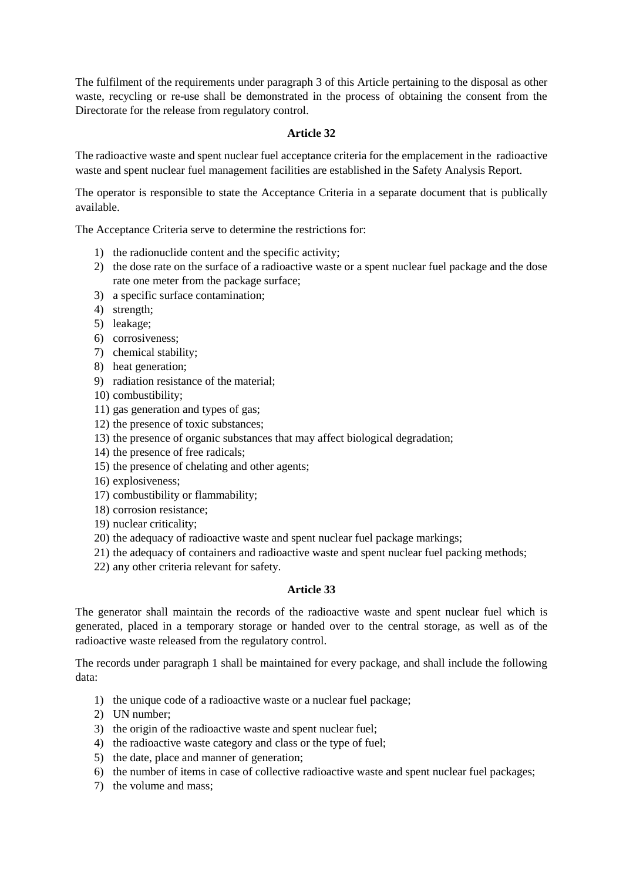The fulfilment of the requirements under paragraph 3 of this Article pertaining to the disposal as other waste, recycling or re-use shall be demonstrated in the process of obtaining the consent from the Directorate for the release from regulatory control.

**Article 32**

The radioactive waste and spent nuclear fuel acceptance criteria for the emplacement in the radioactive waste and spent nuclear fuel management facilities are established in the Safety Analysis Report.

The operator is responsible to state the Acceptance Criteria in a separate document that is publically available.

The Acceptance Criteria serve to determine the restrictions for:

1) the radionuclide content and the specific activity;
2) the dose rate on the surface of a radioactive waste or a spent nuclear fuel package and the dose rate one meter from the package surface;
3) a specific surface contamination;
4) strength;
5) leakage;
6) corrosiveness;
7) chemical stability;
8) heat generation;
9) radiation resistance of the material;
10) combustibility;
11) gas generation and types of gas;
12) the presence of toxic substances;
13) the presence of organic substances that may affect biological degradation;
14) the presence of free radicals;
15) the presence of chelating and other agents;
16) explosiveness;
17) combustibility or flammability;
18) corrosion resistance;
19) nuclear criticality;
20) the adequacy of radioactive waste and spent nuclear fuel package markings;
21) the adequacy of containers and radioactive waste and spent nuclear fuel packing methods;
22) any other criteria relevant for safety.

**Article 33**

The generator shall maintain the records of the radioactive waste and spent nuclear fuel which is generated, placed in a temporary storage or handed over to the central storage, as well as of the radioactive waste released from the regulatory control.

The records under paragraph 1 shall be maintained for every package, and shall include the following data:

1) the unique code of a radioactive waste or a nuclear fuel package;
2) UN number;
3) the origin of the radioactive waste and spent nuclear fuel;
4) the radioactive waste category and class or the type of fuel;
5) the date, place and manner of generation;
6) the number of items in case of collective radioactive waste and spent nuclear fuel packages;
7) the volume and mass;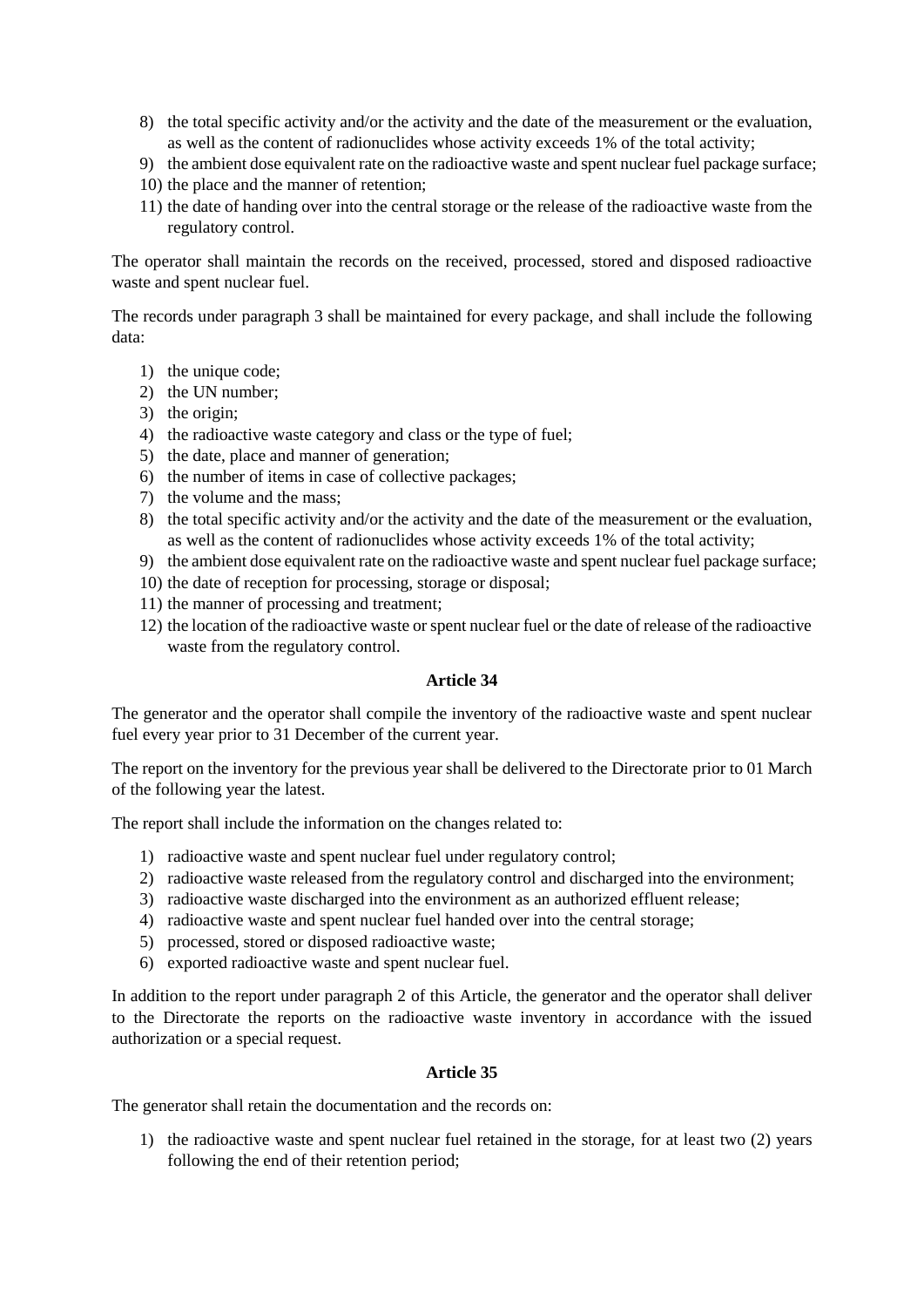8) the total specific activity and/or the activity and the date of the measurement or the evaluation, as well as the content of radionuclides whose activity exceeds 1% of the total activity;
9) the ambient dose equivalent rate on the radioactive waste and spent nuclear fuel package surface;
10) the place and the manner of retention;
11) the date of handing over into the central storage or the release of the radioactive waste from the regulatory control.

The operator shall maintain the records on the received, processed, stored and disposed radioactive waste and spent nuclear fuel.

The records under paragraph 3 shall be maintained for every package, and shall include the following data:

1) the unique code;
2) the UN number;
3) the origin;
4) the radioactive waste category and class or the type of fuel;
5) the date, place and manner of generation;
6) the number of items in case of collective packages;
7) the volume and the mass;
8) the total specific activity and/or the activity and the date of the measurement or the evaluation, as well as the content of radionuclides whose activity exceeds 1% of the total activity;
9) the ambient dose equivalent rate on the radioactive waste and spent nuclear fuel package surface;
10) the date of reception for processing, storage or disposal;
11) the manner of processing and treatment;
12) the location of the radioactive waste or spent nuclear fuel or the date of release of the radioactive waste from the regulatory control.

**Article 34**

The generator and the operator shall compile the inventory of the radioactive waste and spent nuclear fuel every year prior to 31 December of the current year.

The report on the inventory for the previous year shall be delivered to the Directorate prior to 01 March of the following year the latest.

The report shall include the information on the changes related to:

1) radioactive waste and spent nuclear fuel under regulatory control;
2) radioactive waste released from the regulatory control and discharged into the environment;
3) radioactive waste discharged into the environment as an authorized effluent release;
4) radioactive waste and spent nuclear fuel handed over into the central storage;
5) processed, stored or disposed radioactive waste;
6) exported radioactive waste and spent nuclear fuel.

In addition to the report under paragraph 2 of this Article, the generator and the operator shall deliver to the Directorate the reports on the radioactive waste inventory in accordance with the issued authorization or a special request.

**Article 35**

The generator shall retain the documentation and the records on:

1) the radioactive waste and spent nuclear fuel retained in the storage, for at least two (2) years following the end of their retention period;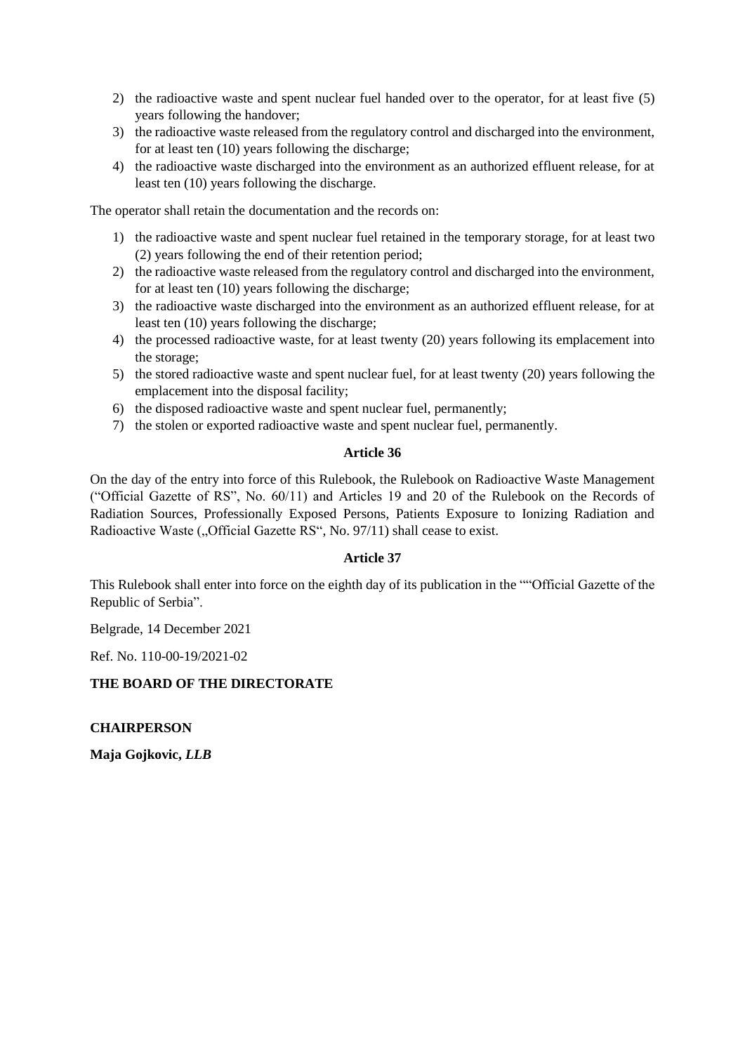2) the radioactive waste and spent nuclear fuel handed over to the operator, for at least five (5) years following the handover;
3) the radioactive waste released from the regulatory control and discharged into the environment, for at least ten (10) years following the discharge;
4) the radioactive waste discharged into the environment as an authorized effluent release, for at least ten (10) years following the discharge.

The operator shall retain the documentation and the records on:

1) the radioactive waste and spent nuclear fuel retained in the temporary storage, for at least two (2) years following the end of their retention period;
2) the radioactive waste released from the regulatory control and discharged into the environment, for at least ten (10) years following the discharge;
3) the radioactive waste discharged into the environment as an authorized effluent release, for at least ten (10) years following the discharge;
4) the processed radioactive waste, for at least twenty (20) years following its emplacement into the storage;
5) the stored radioactive waste and spent nuclear fuel, for at least twenty (20) years following the emplacement into the disposal facility;
6) the disposed radioactive waste and spent nuclear fuel, permanently;
7) the stolen or exported radioactive waste and spent nuclear fuel, permanently.

**Article 36**

On the day of the entry into force of this Rulebook, the Rulebook on Radioactive Waste Management ("Official Gazette of RS", No. 60/11) and Articles 19 and 20 of the Rulebook on the Records of Radiation Sources, Professionally Exposed Persons, Patients Exposure to Ionizing Radiation and Radioactive Waste („Official Gazette RS", No. 97/11) shall cease to exist.

**Article 37**

This Rulebook shall enter into force on the eighth day of its publication in the ""Official Gazette of the Republic of Serbia".

Belgrade, 14 December 2021

Ref. No. 110-00-19/2021-02

**THE BOARD OF THE DIRECTORATE**

**CHAIRPERSON**

**Maja Gojkovic, *LLB***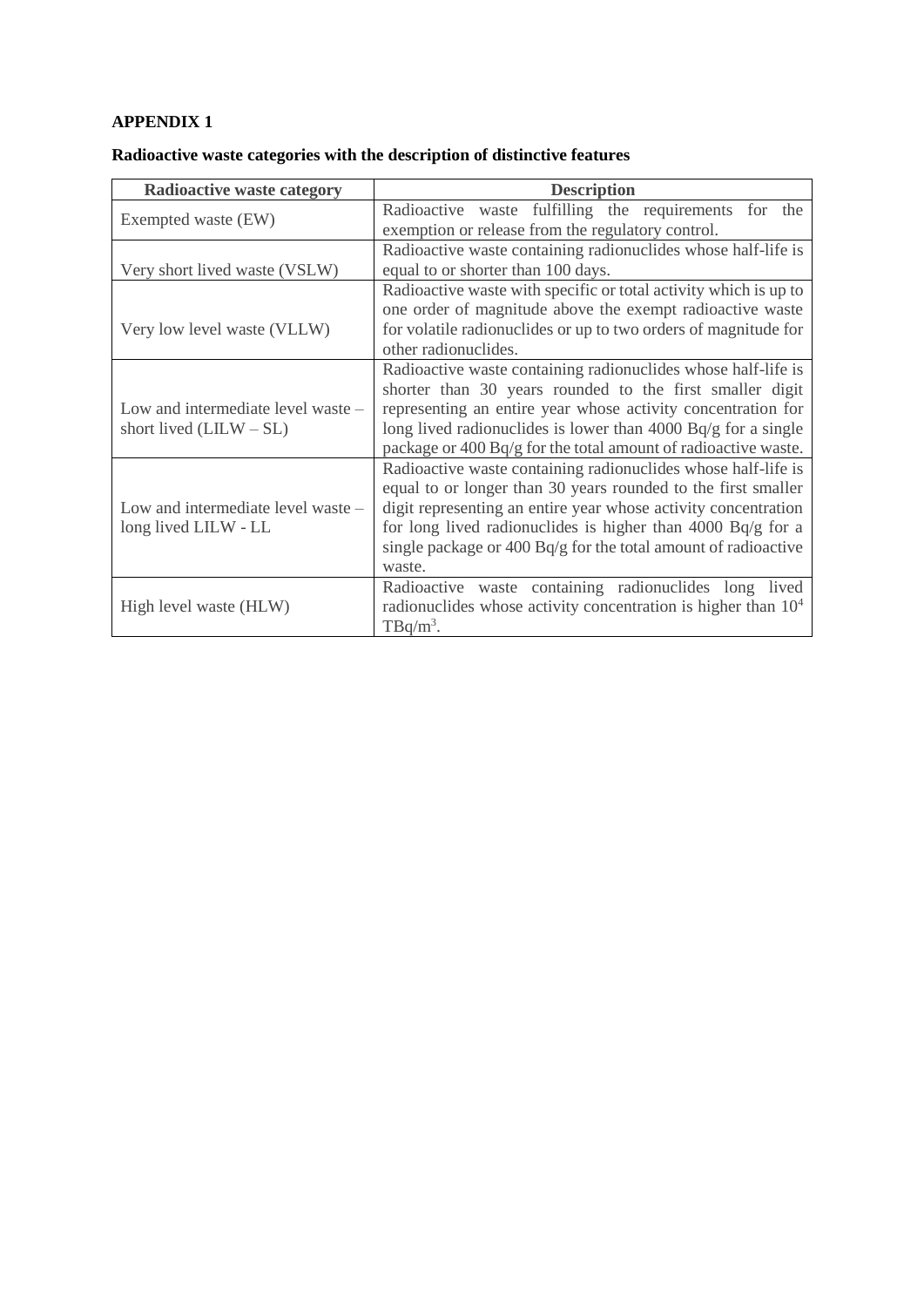**APPENDIX 1**

**Radioactive waste categories with the description of distinctive features**

| Radioactive waste category | Description |
|---|---|
| Exempted waste (EW) | Radioactive waste fulfilling the requirements for the exemption or release from the regulatory control. |
| Very short lived waste (VSLW) | Radioactive waste containing radionuclides whose half-life is equal to or shorter than 100 days. |
| Very low level waste (VLLW) | Radioactive waste with specific or total activity which is up to one order of magnitude above the exempt radioactive waste for volatile radionuclides or up to two orders of magnitude for other radionuclides. |
| Low and intermediate level waste – short lived (LILW – SL) | Radioactive waste containing radionuclides whose half-life is shorter than 30 years rounded to the first smaller digit representing an entire year whose activity concentration for long lived radionuclides is lower than 4000 Bq/g for a single package or 400 Bq/g for the total amount of radioactive waste. |
| Low and intermediate level waste – long lived LILW - LL | Radioactive waste containing radionuclides whose half-life is equal to or longer than 30 years rounded to the first smaller digit representing an entire year whose activity concentration for long lived radionuclides is higher than 4000 Bq/g for a single package or 400 Bq/g for the total amount of radioactive waste. |
| High level waste (HLW) | Radioactive waste containing radionuclides long lived radionuclides whose activity concentration is higher than $10^4$ $TBq/m^3$. |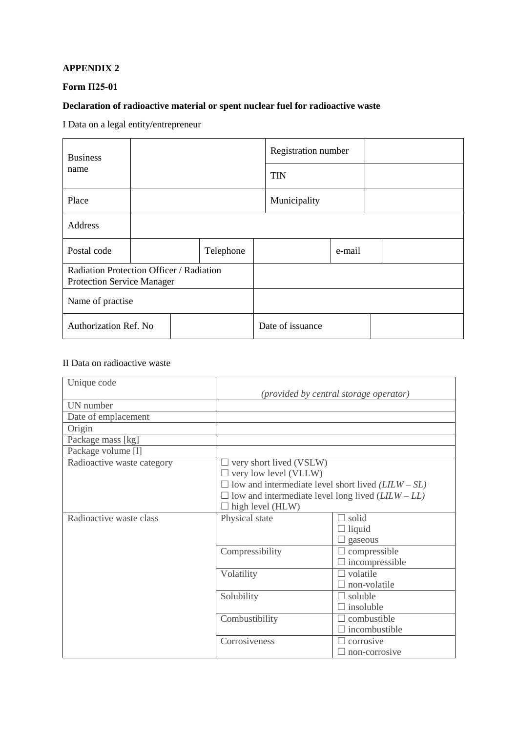**APPENDIX 2**

**Form П25-01**

**Declaration of radioactive material or spent nuclear fuel for radioactive waste**

I Data on a legal entity/entrepreneur

| | | | |
|---|---|---|---|
| Business name | | Registration number | |
| | | TIN | |
| Place | | Municipality | |
| Address | | | |
| Postal code | | Telephone | | e-mail | |
| Radiation Protection Officer / Radiation Protection Service Manager | | | |
| Name of practise | | | |
| Authorization Ref. No | | Date of issuance | |

II Data on radioactive waste

| | | |
|---|---|---|
| Unique code | *(provided by central storage operator)* | |
| UN number | | |
| Date of emplacement | | |
| Origin | | |
| Package mass [kg] | | |
| Package volume [l] | | |
| Radioactive waste category | ☐ very short lived (VSLW)<br>☐ very low level (VLLW)<br>☐ low and intermediate level short lived *(LILW – SL)*<br>☐ low and intermediate level long lived (*LILW – LL*)<br>☐ high level (HLW) | |
| Radioactive waste class | Physical state | ☐ solid<br>☐ liquid<br>☐ gaseous |
| | Compressibility | ☐ compressible<br>☐ incompressible |
| | Volatility | ☐ volatile<br>☐ non-volatile |
| | Solubility | ☐ soluble<br>☐ insoluble |
| | Combustibility | ☐ combustible<br>☐ incombustible |
| | Corrosiveness | ☐ corrosive<br>☐ non-corrosive |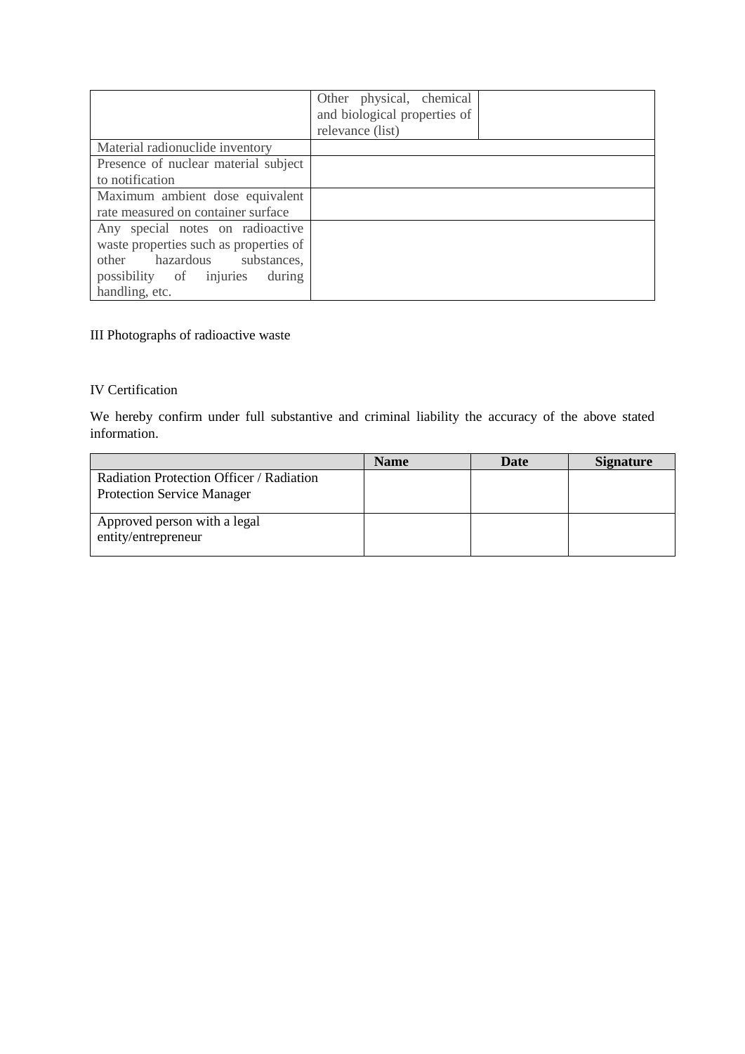| | | |
|---|---|---|
| | Other physical, chemical and biological properties of relevance (list) | |
| Material radionuclide inventory | | |
| Presence of nuclear material subject to notification | | |
| Maximum ambient dose equivalent rate measured on container surface | | |
| Any special notes on radioactive waste properties such as properties of other hazardous substances, possibility of injuries during handling, etc. | | |

III Photographs of radioactive waste

IV Certification

We hereby confirm under full substantive and criminal liability the accuracy of the above stated information.

| | **Name** | **Date** | **Signature** |
|---|---|---|---|
| Radiation Protection Officer / Radiation Protection Service Manager | | | |
| Approved person with a legal entity/entrepreneur | | | |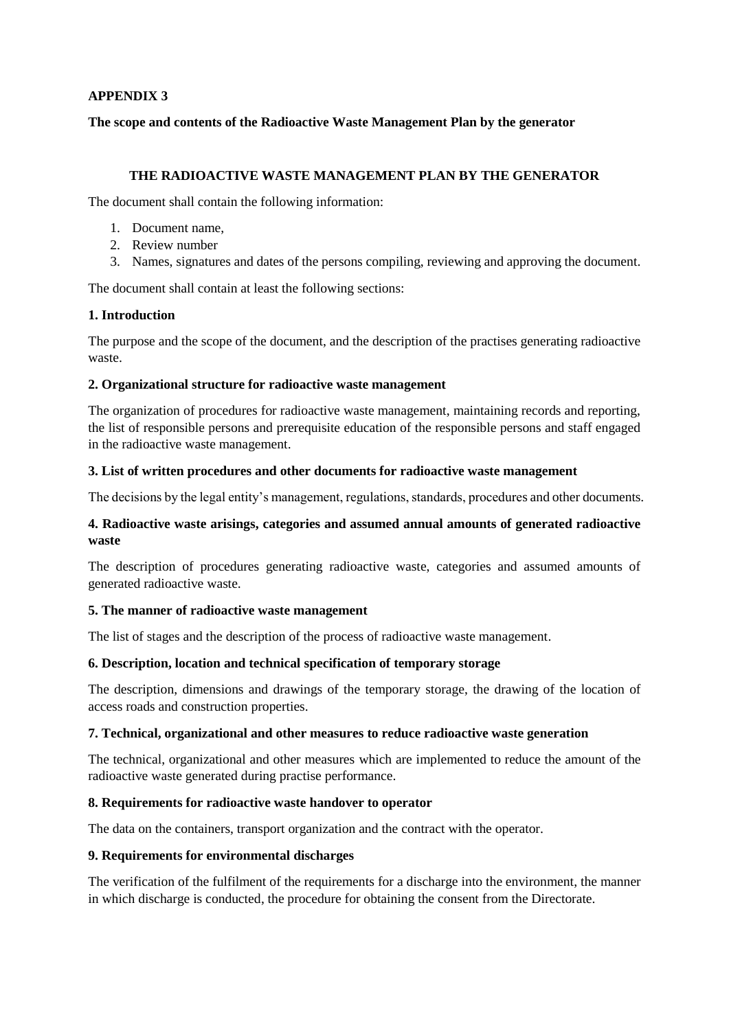**APPENDIX 3**

**The scope and contents of the Radioactive Waste Management Plan by the generator**

**THE RADIOACTIVE WASTE MANAGEMENT PLAN BY THE GENERATOR**

The document shall contain the following information:

1. Document name,
2. Review number
3. Names, signatures and dates of the persons compiling, reviewing and approving the document.

The document shall contain at least the following sections:

**1. Introduction**

The purpose and the scope of the document, and the description of the practises generating radioactive waste.

**2. Organizational structure for radioactive waste management**

The organization of procedures for radioactive waste management, maintaining records and reporting, the list of responsible persons and prerequisite education of the responsible persons and staff engaged in the radioactive waste management.

**3. List of written procedures and other documents for radioactive waste management**

The decisions by the legal entity's management, regulations, standards, procedures and other documents.

**4. Radioactive waste arisings, categories and assumed annual amounts of generated radioactive waste**

The description of procedures generating radioactive waste, categories and assumed amounts of generated radioactive waste.

**5. The manner of radioactive waste management**

The list of stages and the description of the process of radioactive waste management.

**6. Description, location and technical specification of temporary storage**

The description, dimensions and drawings of the temporary storage, the drawing of the location of access roads and construction properties.

**7. Technical, organizational and other measures to reduce radioactive waste generation**

The technical, organizational and other measures which are implemented to reduce the amount of the radioactive waste generated during practise performance.

**8. Requirements for radioactive waste handover to operator**

The data on the containers, transport organization and the contract with the operator.

**9. Requirements for environmental discharges**

The verification of the fulfilment of the requirements for a discharge into the environment, the manner in which discharge is conducted, the procedure for obtaining the consent from the Directorate.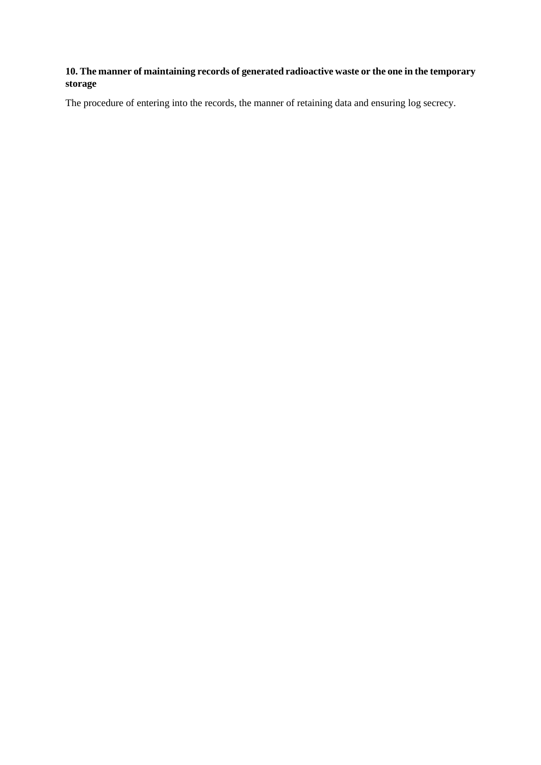**10. The manner of maintaining records of generated radioactive waste or the one in the temporary storage**

The procedure of entering into the records, the manner of retaining data and ensuring log secrecy.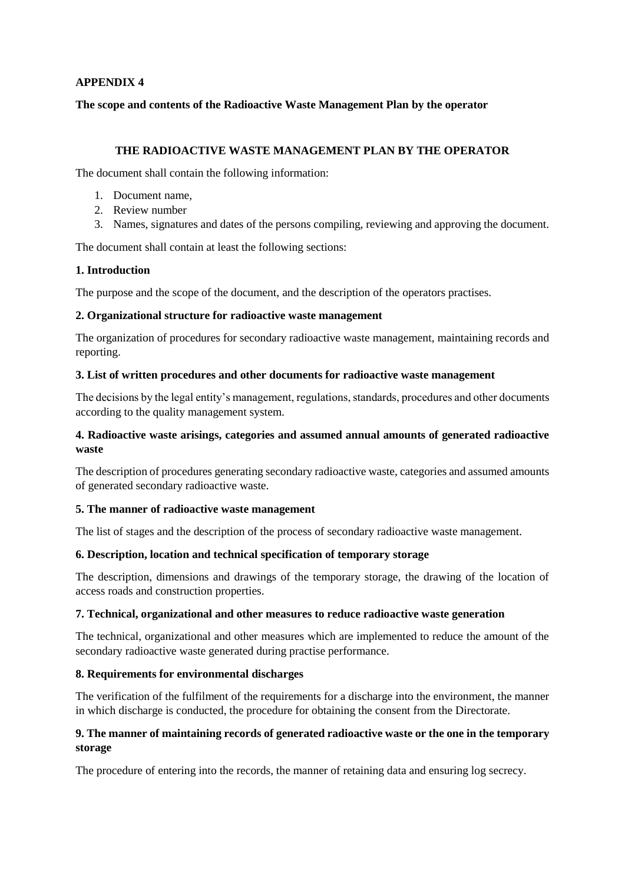**APPENDIX 4**

**The scope and contents of the Radioactive Waste Management Plan by the operator**

**THE RADIOACTIVE WASTE MANAGEMENT PLAN BY THE OPERATOR**

The document shall contain the following information:

1. Document name,
2. Review number
3. Names, signatures and dates of the persons compiling, reviewing and approving the document.

The document shall contain at least the following sections:

**1. Introduction**

The purpose and the scope of the document, and the description of the operators practises.

**2. Organizational structure for radioactive waste management**

The organization of procedures for secondary radioactive waste management, maintaining records and reporting.

**3. List of written procedures and other documents for radioactive waste management**

The decisions by the legal entity's management, regulations, standards, procedures and other documents according to the quality management system.

**4. Radioactive waste arisings, categories and assumed annual amounts of generated radioactive waste**

The description of procedures generating secondary radioactive waste, categories and assumed amounts of generated secondary radioactive waste.

**5. The manner of radioactive waste management**

The list of stages and the description of the process of secondary radioactive waste management.

**6. Description, location and technical specification of temporary storage**

The description, dimensions and drawings of the temporary storage, the drawing of the location of access roads and construction properties.

**7. Technical, organizational and other measures to reduce radioactive waste generation**

The technical, organizational and other measures which are implemented to reduce the amount of the secondary radioactive waste generated during practise performance.

**8. Requirements for environmental discharges**

The verification of the fulfilment of the requirements for a discharge into the environment, the manner in which discharge is conducted, the procedure for obtaining the consent from the Directorate.

**9. The manner of maintaining records of generated radioactive waste or the one in the temporary storage**

The procedure of entering into the records, the manner of retaining data and ensuring log secrecy.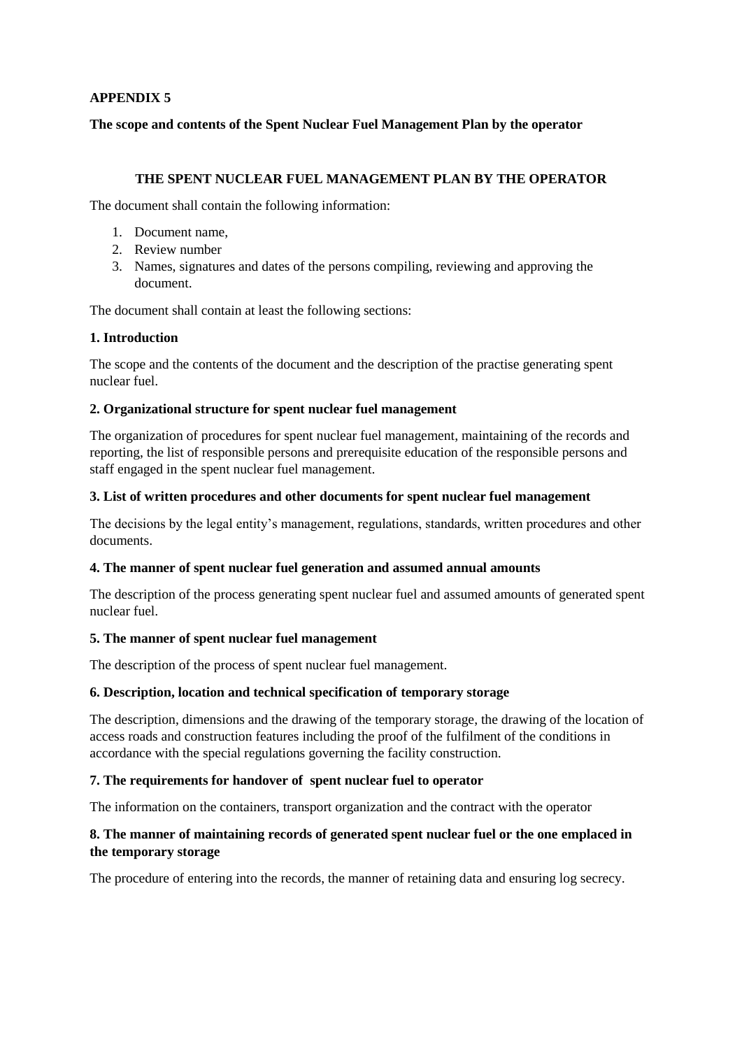**APPENDIX 5**

**The scope and contents of the Spent Nuclear Fuel Management Plan by the operator**

**THE SPENT NUCLEAR FUEL MANAGEMENT PLAN BY THE OPERATOR**

The document shall contain the following information:

1. Document name,
2. Review number
3. Names, signatures and dates of the persons compiling, reviewing and approving the document.

The document shall contain at least the following sections:

**1. Introduction**

The scope and the contents of the document and the description of the practise generating spent nuclear fuel.

**2. Organizational structure for spent nuclear fuel management**

The organization of procedures for spent nuclear fuel management, maintaining of the records and reporting, the list of responsible persons and prerequisite education of the responsible persons and staff engaged in the spent nuclear fuel management.

**3. List of written procedures and other documents for spent nuclear fuel management**

The decisions by the legal entity's management, regulations, standards, written procedures and other documents.

**4. The manner of spent nuclear fuel generation and assumed annual amounts**

The description of the process generating spent nuclear fuel and assumed amounts of generated spent nuclear fuel.

**5. The manner of spent nuclear fuel management**

The description of the process of spent nuclear fuel management.

**6. Description, location and technical specification of temporary storage**

The description, dimensions and the drawing of the temporary storage, the drawing of the location of access roads and construction features including the proof of the fulfilment of the conditions in accordance with the special regulations governing the facility construction.

**7. The requirements for handover of spent nuclear fuel to operator**

The information on the containers, transport organization and the contract with the operator

**8. The manner of maintaining records of generated spent nuclear fuel or the one emplaced in the temporary storage**

The procedure of entering into the records, the manner of retaining data and ensuring log secrecy.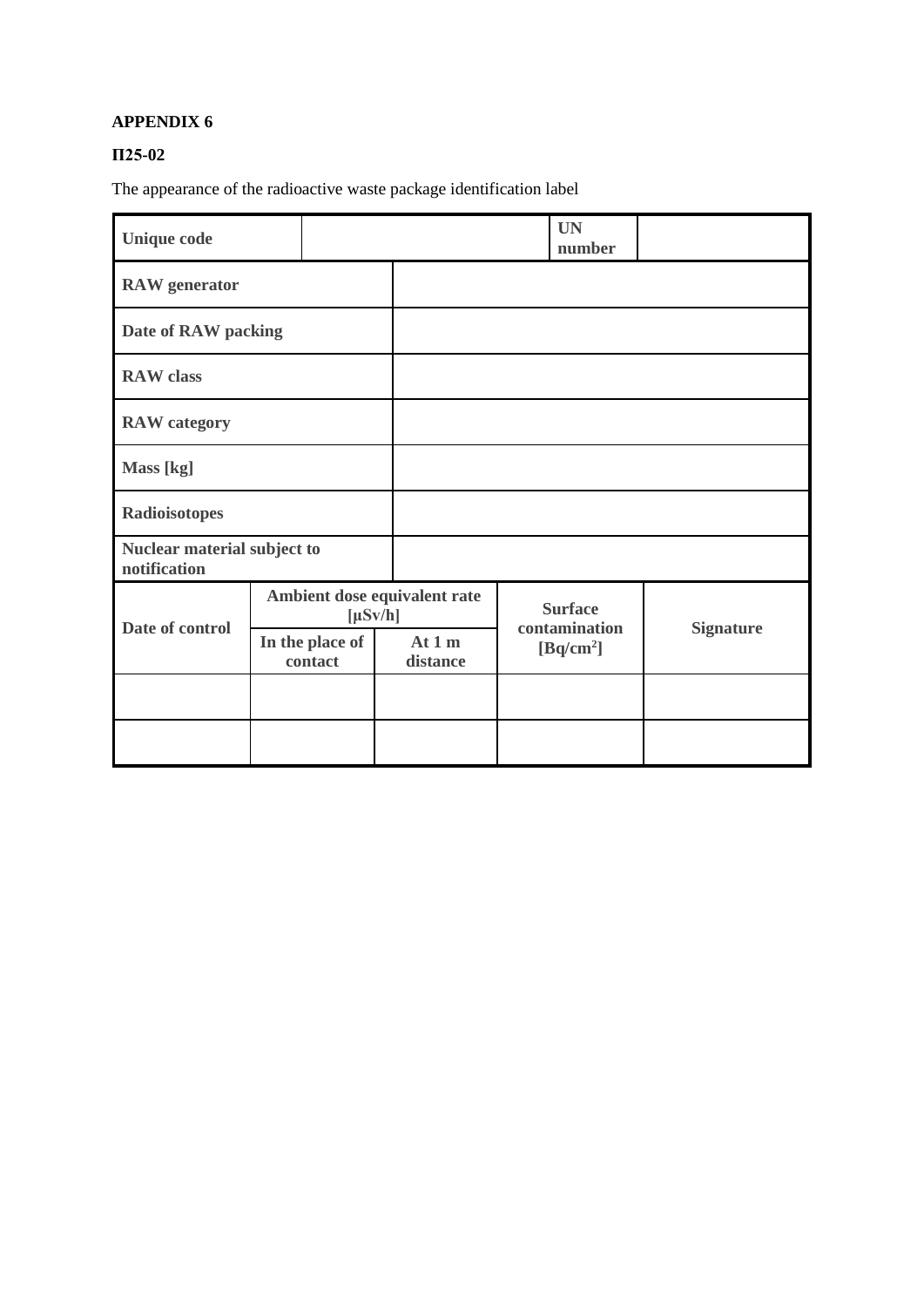**APPENDIX 6**

**П25-02**

The appearance of the radioactive waste package identification label

| | | | | |
|---|---|---|---|---|
| **Unique code** | | | **UN number** | |
| **RAW generator** | | | | |
| **Date of RAW packing** | | | | |
| **RAW class** | | | | |
| **RAW category** | | | | |
| **Mass [kg]** | | | | |
| **Radioisotopes** | | | | |
| **Nuclear material subject to notification** | | | | |
| **Date of control** | **Ambient dose equivalent rate [μSv/h]** | | **Surface contamination [Bq/cm²]** | **Signature** |
| | **In the place of contact** | **At 1 m distance** | | |
| | | | | |
| | | | | |